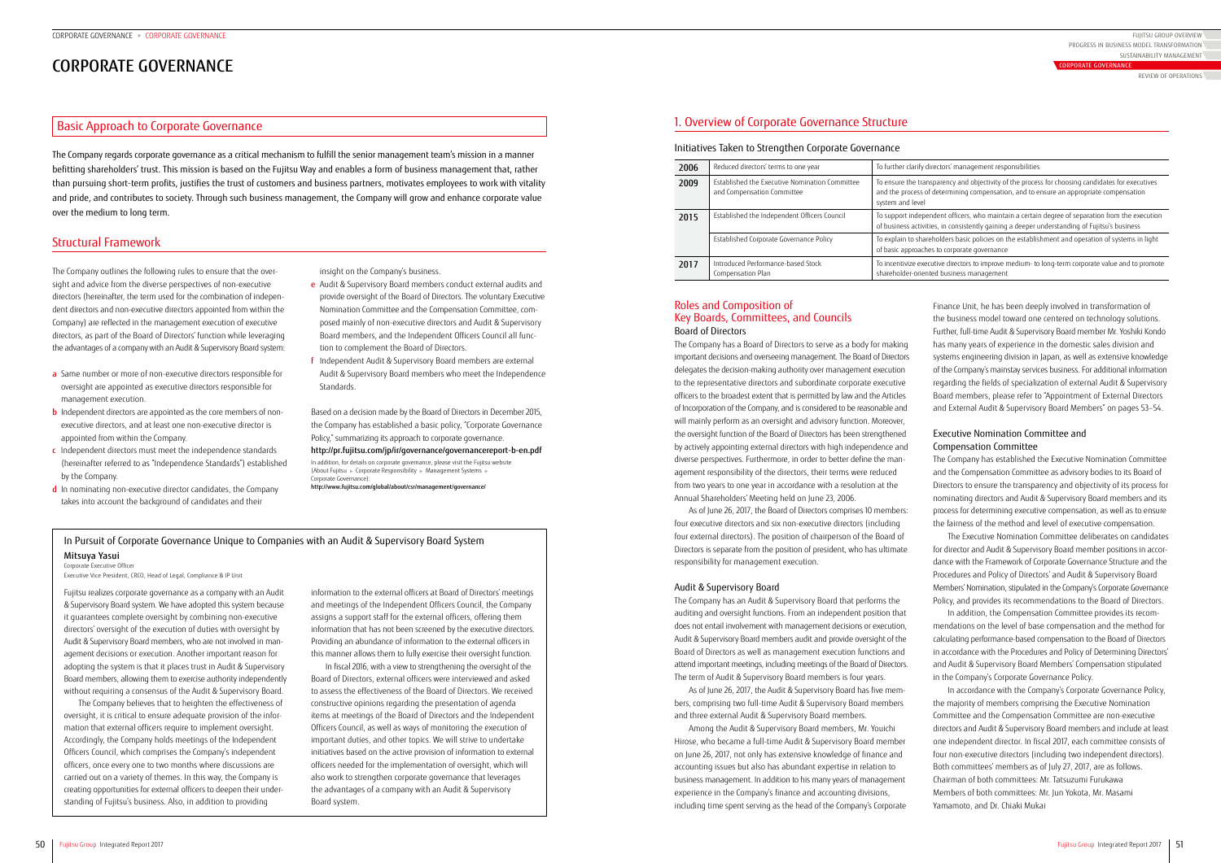// CORPORATE GOVERNANCE

# CORPORATE GOVERNANCE

## Basic Approach to Corporate Governance

The Company regards corporate governance as a critical mechanism to fulfill the senior management team's mission in a manner befitting shareholders' trust. This mission is based on the Fujitsu Way and enables a form of business management that, rather than pursuing short-term profits, justifies the trust of customers and business partners, motivates employees to work with vitality and pride, and contributes to society. Through such business management, the Company will grow and enhance corporate value over the medium to long term.

## Structural Framework

The Company outlines the following rules to ensure that the oversight and advice from the diverse perspectives of non-executive directors (hereinafter, the term used for the combination of independent directors and non-executive directors appointed from within the Company) are reflected in the management execution of executive directors, as part of the Board of Directors' function while leveraging the advantages of a company with an Audit & Supervisory Board system:

- **a** Same number or more of non-executive directors responsible for oversight are appointed as executive directors responsible for management execution.
- **b** Independent directors are appointed as the core members of non-executive directors, and at least one non-executive director is appointed from within the Company.
- **c** Independent directors must meet the independence standards (hereinafter referred to as "Independence Standards") established by the Company.
- **d** In nominating non-executive director candidates, the Company takes into account the background of candidates and their insight on the Company's business.
- **e** Audit & Supervisory Board members conduct external audits and provide oversight of the Board of Directors. The voluntary Executive Nomination Committee and the Compensation Committee, composed mainly of non-executive directors and Audit & Supervisory Board members, and the Independent Officers Council all function to complement the Board of Directors.
- **f** Independent Audit & Supervisory Board members are external Audit & Supervisory Board members who meet the Independence Standards.

Based on a decision made by the Board of Directors in December 2015, the Company has established a basic policy, "Corporate Governance Policy," summarizing its approach to corporate governance.

**http://pr.fujitsu.com/jp/ir/governance/governancereport-b-en.pdf**

In addition, for details on corporate governance, please visit the Fujitsu website (About Fujitsu ▸ Corporate Responsibility ▸ Management Systems ▸ Corporate Governance):

**http://www.fujitsu.com/global/about/csr/management/governance/**

### In Pursuit of Corporate Governance Unique to Companies with an Audit & Supervisory Board System

**Mitsuya Yasui**
Corporate Executive Officer
Executive Vice President, CRCO, Head of Legal, Compliance & IP Unit

Fujitsu realizes corporate governance as a company with an Audit & Supervisory Board system. We have adopted this system because it guarantees complete oversight by combining non-executive directors' oversight of the execution of duties with oversight by Audit & Supervisory Board members, who are not involved in management decisions or execution. Another important reason for adopting the system is that it places trust in Audit & Supervisory Board members, allowing them to exercise authority independently without requiring a consensus of the Audit & Supervisory Board.

The Company believes that to heighten the effectiveness of oversight, it is critical to ensure adequate provision of the information that external officers require to implement oversight. Accordingly, the Company holds meetings of the Independent Officers Council, which comprises the Company's independent officers, once every one to two months where discussions are carried out on a variety of themes. In this way, the Company is creating opportunities for external officers to deepen their understanding of Fujitsu's business. Also, in addition to providing information to the external officers at Board of Directors' meetings and meetings of the Independent Officers Council, the Company assigns a support staff for the external officers, offering them information that has not been screened by the executive directors. Providing an abundance of information to the external officers in this manner allows them to fully exercise their oversight function.

In fiscal 2016, with a view to strengthening the oversight of the Board of Directors, external officers were interviewed and asked to assess the effectiveness of the Board of Directors. We received constructive opinions regarding the presentation of agenda items at meetings of the Board of Directors and the Independent Officers Council, as well as ways of monitoring the execution of important duties, and other topics. We will strive to undertake initiatives based on the active provision of information to external officers needed for the implementation of oversight, which will also work to strengthen corporate governance that leverages the advantages of a company with an Audit & Supervisory Board system.

## 1. Overview of Corporate Governance Structure

### Initiatives Taken to Strengthen Corporate Governance

| Year | Initiative | Purpose |
|---|---|---|
| 2006 | Reduced directors' terms to one year | To further clarify directors' management responsibilities |
| 2009 | Established the Executive Nomination Committee and Compensation Committee | To ensure the transparency and objectivity of the process for choosing candidates for executives and the process of determining compensation, and to ensure an appropriate compensation system and level |
| 2015 | Established the Independent Officers Council | To support independent officers, who maintain a certain degree of separation from the execution of business activities, in consistently gaining a deeper understanding of Fujitsu's business |
| | Established Corporate Governance Policy | To explain to shareholders basic policies on the establishment and operation of systems in light of basic approaches to corporate governance |
| 2017 | Introduced Performance-based Stock Compensation Plan | To incentivize executive directors to improve medium- to long-term corporate value and to promote shareholder-oriented business management |

## Roles and Composition of Key Boards, Committees, and Councils

### Board of Directors

The Company has a Board of Directors to serve as a body for making important decisions and overseeing management. The Board of Directors delegates the decision-making authority over management execution to the representative directors and subordinate corporate executive officers to the broadest extent that is permitted by law and the Articles of Incorporation of the Company, and is considered to be reasonable and will mainly perform as an oversight and advisory function. Moreover, the oversight function of the Board of Directors has been strengthened by actively appointing external directors with high independence and diverse perspectives. Furthermore, in order to better define the management responsibility of the directors, their terms were reduced from two years to one year in accordance with a resolution at the Annual Shareholders' Meeting held on June 23, 2006.

As of June 26, 2017, the Board of Directors comprises 10 members: four executive directors and six non-executive directors (including four external directors). The position of chairperson of the Board of Directors is separate from the position of president, who has ultimate responsibility for management execution.

### Audit & Supervisory Board

The Company has an Audit & Supervisory Board that performs the auditing and oversight functions. From an independent position that does not entail involvement with management decisions or execution, Audit & Supervisory Board members audit and provide oversight of the Board of Directors as well as management execution functions and attend important meetings, including meetings of the Board of Directors. The term of Audit & Supervisory Board members is four years.

As of June 26, 2017, the Audit & Supervisory Board has five members, comprising two full-time Audit & Supervisory Board members and three external Audit & Supervisory Board members.

Among the Audit & Supervisory Board members, Mr. Youichi Hirose, who became a full-time Audit & Supervisory Board member on June 26, 2017, not only has extensive knowledge of finance and accounting issues but also has abundant expertise in relation to business management. In addition to his many years of management experience in the Company's finance and accounting divisions, including time spent serving as the head of the Company's Corporate Finance Unit, he has been deeply involved in transformation of the business model toward one centered on technology solutions. Further, full-time Audit & Supervisory Board member Mr. Yoshiki Kondo has many years of experience in the domestic sales division and systems engineering division in Japan, as well as extensive knowledge of the Company's mainstay services business. For additional information regarding the fields of specialization of external Audit & Supervisory Board members, please refer to "Appointment of External Directors and External Audit & Supervisory Board Members" on pages 53–54.

### Executive Nomination Committee and Compensation Committee

The Company has established the Executive Nomination Committee and the Compensation Committee as advisory bodies to its Board of Directors to ensure the transparency and objectivity of its process for nominating directors and Audit & Supervisory Board members and its process for determining executive compensation, as well as to ensure the fairness of the method and level of executive compensation.

The Executive Nomination Committee deliberates on candidates for director and Audit & Supervisory Board member positions in accordance with the Framework of Corporate Governance Structure and the Procedures and Policy of Directors' and Audit & Supervisory Board Members' Nomination, stipulated in the Company's Corporate Governance Policy, and provides its recommendations to the Board of Directors.

In addition, the Compensation Committee provides its recommendations on the level of base compensation and the method for calculating performance-based compensation to the Board of Directors in accordance with the Procedures and Policy of Determining Directors' and Audit & Supervisory Board Members' Compensation stipulated in the Company's Corporate Governance Policy.

In accordance with the Company's Corporate Governance Policy, the majority of members comprising the Executive Nomination Committee and the Compensation Committee are non-executive directors and Audit & Supervisory Board members and include at least one independent director. In fiscal 2017, each committee consists of four non-executive directors (including two independent directors). Both committees' members as of July 27, 2017, are as follows.

Chairman of both committees: Mr. Tatsuzumi Furukawa

Members of both committees: Mr. Jun Yokota, Mr. Masami Yamamoto, and Dr. Chiaki Mukai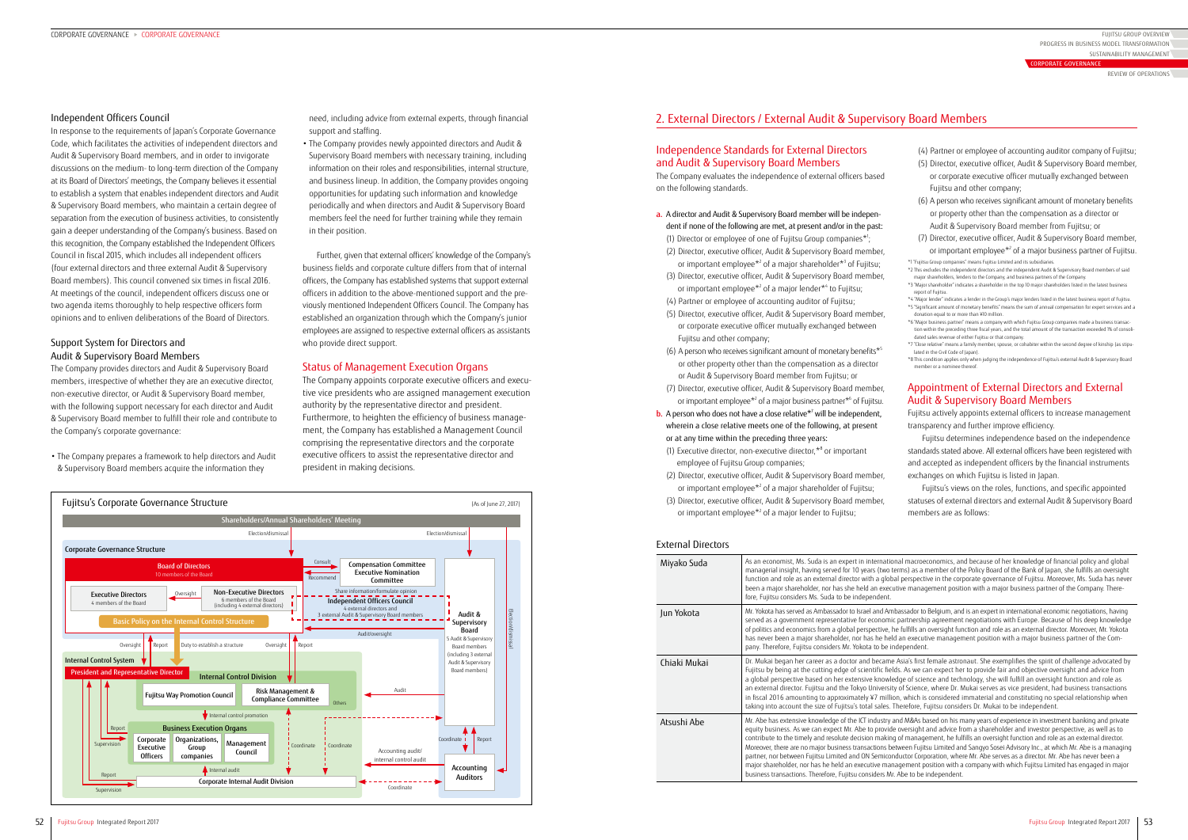## Independent Officers Council

In response to the requirements of Japan's Corporate Governance Code, which facilitates the activities of independent directors and Audit & Supervisory Board members, and in order to invigorate discussions on the medium- to long-term direction of the Company at its Board of Directors' meetings, the Company believes it essential to establish a system that enables independent directors and Audit & Supervisory Board members, who maintain a certain degree of separation from the execution of business activities, to consistently gain a deeper understanding of the Company's business. Based on this recognition, the Company established the Independent Officers Council in fiscal 2015, which includes all independent officers (four external directors and three external Audit & Supervisory Board members). This council convened six times in fiscal 2016. At meetings of the council, independent officers discuss one or two agenda items thoroughly to help respective officers form opinions and to enliven deliberations of the Board of Directors.

## Support System for Directors and Audit & Supervisory Board Members

The Company provides directors and Audit & Supervisory Board members, irrespective of whether they are an executive director, non-executive director, or Audit & Supervisory Board member, with the following support necessary for each director and Audit & Supervisory Board member to fulfill their role and contribute to the Company's corporate governance:

- The Company prepares a framework to help directors and Audit & Supervisory Board members acquire the information they need, including advice from external experts, through financial support and staffing.
- The Company provides newly appointed directors and Audit & Supervisory Board members with necessary training, including information on their roles and responsibilities, internal structure, and business lineup. In addition, the Company provides ongoing opportunities for updating such information and knowledge periodically and when directors and Audit & Supervisory Board members feel the need for further training while they remain in their position.

Further, given that external officers' knowledge of the Company's business fields and corporate culture differs from that of internal officers, the Company has established systems that support external officers in addition to the above-mentioned support and the previously mentioned Independent Officers Council. The Company has established an organization through which the Company's junior employees are assigned to respective external officers as assistants who provide direct support.

## Status of Management Execution Organs

The Company appoints corporate executive officers and executive vice presidents who are assigned management execution authority by the representative director and president. Furthermore, to heighten the efficiency of business management, the Company has established a Management Council comprising the representative directors and the corporate executive officers to assist the representative director and president in making decisions.

### Fujitsu's Corporate Governance Structure

(As of June 27, 2017)

Shareholders/Annual Shareholders' Meeting

Election/dismissal | Election/dismissal | Election/dismissal

**Corporate Governance Structure**

- Board of Directors: 10 members of the Board
  - Executive Directors: 4 members of the Board
  - Non-Executive Directors: 6 members of the Board (including 4 external directors)
  - Basic Policy on the Internal Control Structure
- Compensation Committee / Executive Nomination Committee (Consult / Recommend)
- Independent Officers Council: 4 external directors and 3 external Audit & Supervisory Board members (Share information/formulate opinion)
- Audit & Supervisory Board: 5 Audit & Supervisory Board members (including 3 external Audit & Supervisory Board members) (Audit/oversight)

**Internal Control System**

- President and Representative Director (Oversight / Report / Duty to establish a structure / Oversight / Report)
- Internal Control Division: Fujitsu Way Promotion Council; Risk Management & Compliance Committee; Others (Internal control promotion; Audit)
- Business Execution Organs: Corporate Executive Officers; Organizations, Group companies; Management Council (Report / Supervision; Coordinate; Internal audit)
- Corporate Internal Audit Division (Report / Supervision; Coordinate)
- Accounting Auditors (Accounting audit/internal control audit; Coordinate; Report)

# 2. External Directors / External Audit & Supervisory Board Members

## Independence Standards for External Directors and Audit & Supervisory Board Members

The Company evaluates the independence of external officers based on the following standards.

a. A director and Audit & Supervisory Board member will be independent if none of the following are met, at present and/or in the past:
   (1) Director or employee of one of Fujitsu Group companies*1;
   (2) Director, executive officer, Audit & Supervisory Board member, or important employee*2 of a major shareholder*3 of Fujitsu;
   (3) Director, executive officer, Audit & Supervisory Board member, or important employee*2 of a major lender*4 to Fujitsu;
   (4) Partner or employee of accounting auditor of Fujitsu;
   (5) Director, executive officer, Audit & Supervisory Board member, or corporate executive officer mutually exchanged between Fujitsu and other company;
   (6) A person who receives significant amount of monetary benefits*5 or other property other than the compensation as a director or Audit & Supervisory Board member from Fujitsu; or
   (7) Director, executive officer, Audit & Supervisory Board member, or important employee*2 of a major business partner*6 of Fujitsu.

b. A person who does not have a close relative*7 will be independent, wherein a close relative meets one of the following, at present or at any time within the preceding three years:
   (1) Executive director, non-executive director,*8 or important employee of Fujitsu Group companies;
   (2) Director, executive officer, Audit & Supervisory Board member, or important employee*2 of a major shareholder of Fujitsu;
   (3) Director, executive officer, Audit & Supervisory Board member, or important employee*2 of a major lender to Fujitsu;
   (4) Partner or employee of accounting auditor company of Fujitsu;
   (5) Director, executive officer, Audit & Supervisory Board member, or corporate executive officer mutually exchanged between Fujitsu and other company;
   (6) A person who receives significant amount of monetary benefits or property other than the compensation as a director or Audit & Supervisory Board member from Fujitsu; or
   (7) Director, executive officer, Audit & Supervisory Board member, or important employee*2 of a major business partner of Fujitsu.

*1 "Fujitsu Group companies" means Fujitsu Limited and its subsidiaries.
*2 This excludes the independent directors and the independent Audit & Supervisory Board members of said major shareholders, lenders to the Company, and business partners of the Company.
*3 "Major shareholder" indicates a shareholder in the top 10 major shareholders listed in the latest business report of Fujitsu.
*4 "Major lender" indicates a lender in the Group's major lenders listed in the latest business report of Fujitsu.
*5 "Significant amount of monetary benefits" means the sum of annual compensation for expert services and a donation equal to or more than ¥10 million.
*6 "Major business partner" means a company with which Fujitsu Group companies made a business transaction within the preceding three fiscal years, and the total amount of the transaction exceeded 1% of consolidated sales revenue of either Fujitsu or that company.
*7 "Close relative" means a family member, spouse, or cohabiter within the second degree of kinship (as stipulated in the Civil Code of Japan).
*8 This condition applies only when judging the independence of Fujitsu's external Audit & Supervisory Board member or a nominee thereof.

## Appointment of External Directors and External Audit & Supervisory Board Members

Fujitsu actively appoints external officers to increase management transparency and further improve efficiency.

Fujitsu determines independence based on the independence standards stated above. All external officers have been registered with and accepted as independent officers by the financial instruments exchanges on which Fujitsu is listed in Japan.

Fujitsu's views on the roles, functions, and specific appointed statuses of external directors and external Audit & Supervisory Board members are as follows:

### External Directors

| Name | Description |
|---|---|
| Miyako Suda | As an economist, Ms. Suda is an expert in international macroeconomics, and because of her knowledge of financial policy and global managerial insight, having served for 10 years (two terms) as a member of the Policy Board of the Bank of Japan, she fulfills an oversight function and role as an external director with a global perspective in the corporate governance of Fujitsu. Moreover, Ms. Suda has never been a major shareholder, nor has she held an executive management position with a major business partner of the Company. Therefore, Fujitsu considers Ms. Suda to be independent. |
| Jun Yokota | Mr. Yokota has served as Ambassador to Israel and Ambassador to Belgium, and is an expert in international economic negotiations, having served as a government representative for economic partnership agreement negotiations with Europe. Because of his deep knowledge of politics and economics from a global perspective, he fulfills an oversight function and role as an external director. Moreover, Mr. Yokota has never been a major shareholder, nor has he held an executive management position with a major business partner of the Company. Therefore, Fujitsu considers Mr. Yokota to be independent. |
| Chiaki Mukai | Dr. Mukai began her career as a doctor and became Asia's first female astronaut. She exemplifies the spirit of challenge advocated by Fujitsu by being at the cutting edge of scientific fields. As we can expect her to provide fair and objective oversight and advice from a global perspective based on her extensive knowledge of science and technology, she will fulfill an oversight function and role as an external director. Fujitsu and the Tokyo University of Science, where Dr. Mukai serves as vice president, had business transactions in fiscal 2016 amounting to approximately ¥7 million, which is considered immaterial and constituting no special relationship when taking into account the size of Fujitsu's total sales. Therefore, Fujitsu considers Dr. Mukai to be independent. |
| Atsushi Abe | Mr. Abe has extensive knowledge of the ICT industry and M&As based on his many years of experience in investment banking and private equity business. As we can expect Mr. Abe to provide oversight and advice from a shareholder and investor perspective, as well as to contribute to the timely and resolute decision making of management, he fulfills an oversight function and role as an external director. Moreover, there are no major business transactions between Fujitsu Limited and Sangyo Sosei Advisory Inc., at which Mr. Abe is a managing partner, nor between Fujitsu Limited and ON Semiconductor Corporation, where Mr. Abe serves as a director. Mr. Abe has never been a major shareholder, nor has he held an executive management position with a company with which Fujitsu Limited has engaged in major business transactions. Therefore, Fujitsu considers Mr. Abe to be independent. |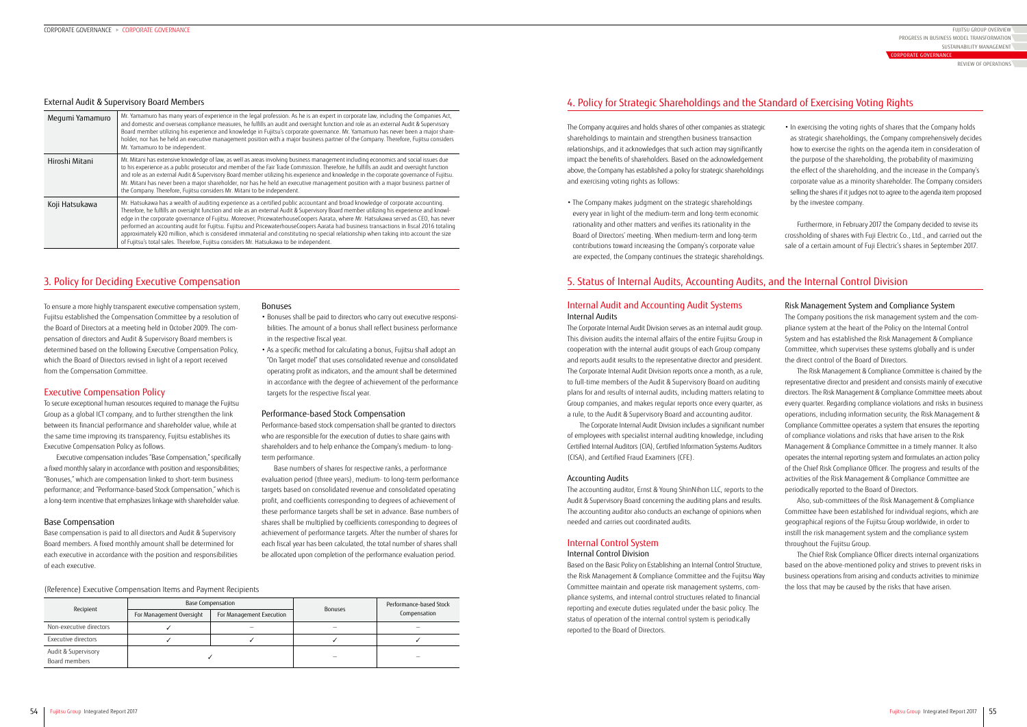## External Audit & Supervisory Board Members

| | |
|---|---|
| Megumi Yamamuro | Mr. Yamamuro has many years of experience in the legal profession. As he is an expert in corporate law, including the Companies Act, and domestic and overseas compliance measures, he fulfills an audit and oversight function and role as an external Audit & Supervisory Board member utilizing his experience and knowledge in Fujitsu's corporate governance. Mr. Yamamuro has never been a major shareholder, nor has he held an executive management position with a major business partner of the Company. Therefore, Fujitsu considers Mr. Yamamuro to be independent. |
| Hiroshi Mitani | Mr. Mitani has extensive knowledge of law, as well as areas involving business management including economics and social issues due to his experience as a public prosecutor and member of the Fair Trade Commission. Therefore, he fulfills an audit and oversight function and role as an external Audit & Supervisory Board member utilizing his experience and knowledge in the corporate governance of Fujitsu. Mr. Mitani has never been a major shareholder, nor has he held an executive management position with a major business partner of the Company. Therefore, Fujitsu considers Mr. Mitani to be independent. |
| Koji Hatsukawa | Mr. Hatsukawa has a wealth of auditing experience as a certified public accountant and broad knowledge of corporate accounting. Therefore, he fulfills an oversight function and role as an external Audit & Supervisory Board member utilizing his experience and knowledge in the corporate governance of Fujitsu. Moreover, PricewaterhouseCoopers Aarata, where Mr. Hatsukawa served as CEO, has never performed an accounting audit for Fujitsu. Fujitsu and PricewaterhouseCoopers Aarata had business transactions in fiscal 2016 totaling approximately ¥20 million, which is considered immaterial and constituting no special relationship when taking into account the size of Fujitsu's total sales. Therefore, Fujitsu considers Mr. Hatsukawa to be independent. |

## 3. Policy for Deciding Executive Compensation

To ensure a more highly transparent executive compensation system, Fujitsu established the Compensation Committee by a resolution of the Board of Directors at a meeting held in October 2009. The compensation of directors and Audit & Supervisory Board members is determined based on the following Executive Compensation Policy, which the Board of Directors revised in light of a report received from the Compensation Committee.

### Executive Compensation Policy

To secure exceptional human resources required to manage the Fujitsu Group as a global ICT company, and to further strengthen the link between its financial performance and shareholder value, while at the same time improving its transparency, Fujitsu establishes its Executive Compensation Policy as follows.

Executive compensation includes "Base Compensation," specifically a fixed monthly salary in accordance with position and responsibilities; "Bonuses," which are compensation linked to short-term business performance; and "Performance-based Stock Compensation," which is a long-term incentive that emphasizes linkage with shareholder value.

#### Base Compensation

Base compensation is paid to all directors and Audit & Supervisory Board members. A fixed monthly amount shall be determined for each executive in accordance with the position and responsibilities of each executive.

#### Bonuses

- Bonuses shall be paid to directors who carry out executive responsibilities. The amount of a bonus shall reflect business performance in the respective fiscal year.
- As a specific method for calculating a bonus, Fujitsu shall adopt an "On Target model" that uses consolidated revenue and consolidated operating profit as indicators, and the amount shall be determined in accordance with the degree of achievement of the performance targets for the respective fiscal year.

#### Performance-based Stock Compensation

Performance-based stock compensation shall be granted to directors who are responsible for the execution of duties to share gains with shareholders and to help enhance the Company's medium- to long-term performance.

Base numbers of shares for respective ranks, a performance evaluation period (three years), medium- to long-term performance targets based on consolidated revenue and consolidated operating profit, and coefficients corresponding to degrees of achievement of these performance targets shall be set in advance. Base numbers of shares shall be multiplied by coefficients corresponding to degrees of achievement of performance targets. After the number of shares for each fiscal year has been calculated, the total number of shares shall be allocated upon completion of the performance evaluation period.

(Reference) Executive Compensation Items and Payment Recipients

| Recipient | Base Compensation | | Bonuses | Performance-based Stock Compensation |
|---|---|---|---|---|
| | For Management Oversight | For Management Execution | | |
| Non-executive directors | ✓ | – | – | – |
| Executive directors | ✓ | ✓ | ✓ | ✓ |
| Audit & Supervisory Board members | ✓ | | – | – |

## 4. Policy for Strategic Shareholdings and the Standard of Exercising Voting Rights

The Company acquires and holds shares of other companies as strategic shareholdings to maintain and strengthen business transaction relationships, and it acknowledges that such action may significantly impact the benefits of shareholders. Based on the acknowledgement above, the Company has established a policy for strategic shareholdings and exercising voting rights as follows:

- The Company makes judgment on the strategic shareholdings every year in light of the medium-term and long-term economic rationality and other matters and verifies its rationality in the Board of Directors' meeting. When medium-term and long-term contributions toward increasing the Company's corporate value are expected, the Company continues the strategic shareholdings.
- In exercising the voting rights of shares that the Company holds as strategic shareholdings, the Company comprehensively decides how to exercise the rights on the agenda item in consideration of the purpose of the shareholding, the probability of maximizing the effect of the shareholding, and the increase in the Company's corporate value as a minority shareholder. The Company considers selling the shares if it judges not to agree to the agenda item proposed by the investee company.

Furthermore, in February 2017 the Company decided to revise its crossholding of shares with Fuji Electric Co., Ltd., and carried out the sale of a certain amount of Fuji Electric's shares in September 2017.

## 5. Status of Internal Audits, Accounting Audits, and the Internal Control Division

### Internal Audit and Accounting Audit Systems

#### Internal Audits

The Corporate Internal Audit Division serves as an internal audit group. This division audits the internal affairs of the entire Fujitsu Group in cooperation with the internal audit groups of each Group company and reports audit results to the representative director and president. The Corporate Internal Audit Division reports once a month, as a rule, to full-time members of the Audit & Supervisory Board on auditing plans for and results of internal audits, including matters relating to Group companies, and makes regular reports once every quarter, as a rule, to the Audit & Supervisory Board and accounting auditor.

The Corporate Internal Audit Division includes a significant number of employees with specialist internal auditing knowledge, including Certified Internal Auditors (CIA), Certified Information Systems Auditors (CISA), and Certified Fraud Examiners (CFE).

#### Accounting Audits

The accounting auditor, Ernst & Young ShinNihon LLC, reports to the Audit & Supervisory Board concerning the auditing plans and results. The accounting auditor also conducts an exchange of opinions when needed and carries out coordinated audits.

### Internal Control System

#### Internal Control Division

Based on the Basic Policy on Establishing an Internal Control Structure, the Risk Management & Compliance Committee and the Fujitsu Way Committee maintain and operate risk management systems, compliance systems, and internal control structures related to financial reporting and execute duties regulated under the basic policy. The status of operation of the internal control system is periodically reported to the Board of Directors.

#### Risk Management System and Compliance System

The Company positions the risk management system and the compliance system at the heart of the Policy on the Internal Control System and has established the Risk Management & Compliance Committee, which supervises these systems globally and is under the direct control of the Board of Directors.

The Risk Management & Compliance Committee is chaired by the representative director and president and consists mainly of executive directors. The Risk Management & Compliance Committee meets about every quarter. Regarding compliance violations and risks in business operations, including information security, the Risk Management & Compliance Committee operates a system that ensures the reporting of compliance violations and risks that have arisen to the Risk Management & Compliance Committee in a timely manner. It also operates the internal reporting system and formulates an action policy of the Chief Risk Compliance Officer. The progress and results of the activities of the Risk Management & Compliance Committee are periodically reported to the Board of Directors.

Also, sub-committees of the Risk Management & Compliance Committee have been established for individual regions, which are geographical regions of the Fujitsu Group worldwide, in order to instill the risk management system and the compliance system throughout the Fujitsu Group.

The Chief Risk Compliance Officer directs internal organizations based on the above-mentioned policy and strives to prevent risks in business operations from arising and conducts activities to minimize the loss that may be caused by the risks that have arisen.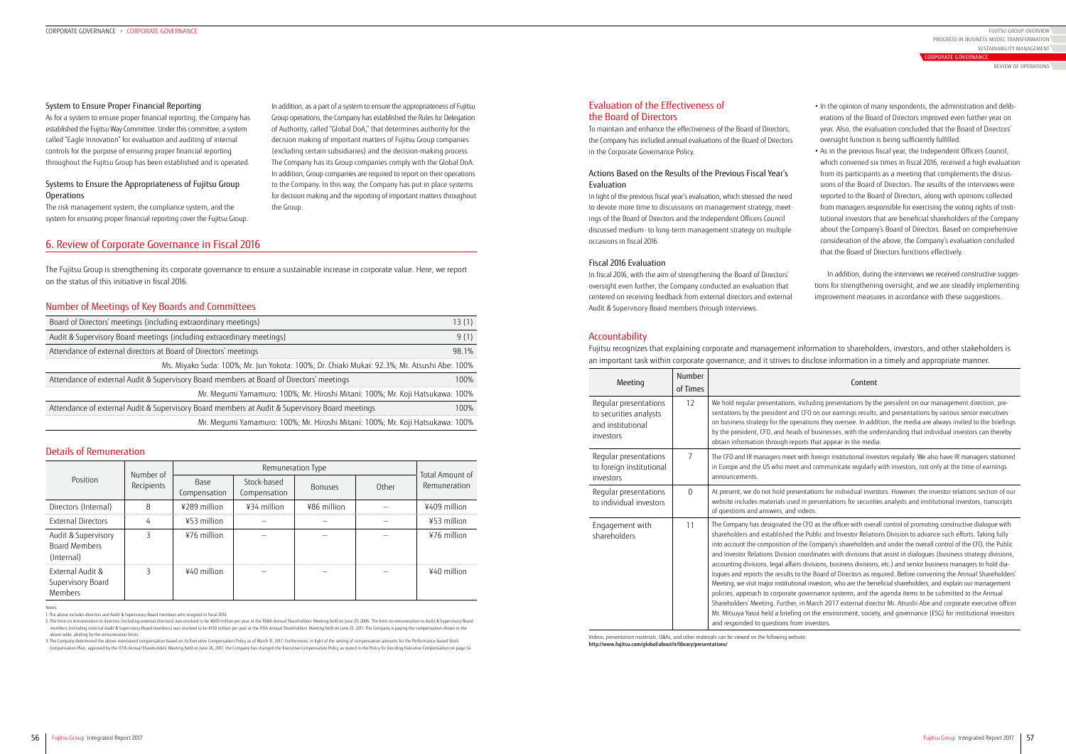### System to Ensure Proper Financial Reporting

As for a system to ensure proper financial reporting, the Company has established the Fujitsu Way Committee. Under this committee, a system called "Eagle Innovation" for evaluation and auditing of internal controls for the purpose of ensuring proper financial reporting throughout the Fujitsu Group has been established and is operated.

### Systems to Ensure the Appropriateness of Fujitsu Group Operations

The risk management system, the compliance system, and the system for ensuring proper financial reporting cover the Fujitsu Group.

In addition, as a part of a system to ensure the appropriateness of Fujitsu Group operations, the Company has established the Rules for Delegation of Authority, called "Global DoA," that determines authority for the decision making of important matters of Fujitsu Group companies (excluding certain subsidiaries) and the decision-making process. The Company has its Group companies comply with the Global DoA. In addition, Group companies are required to report on their operations to the Company. In this way, the Company has put in place systems for decision making and the reporting of important matters throughout the Group.

## 6. Review of Corporate Governance in Fiscal 2016

The Fujitsu Group is strengthening its corporate governance to ensure a sustainable increase in corporate value. Here, we report on the status of this initiative in fiscal 2016.

### Number of Meetings of Key Boards and Committees

| | |
|---|---|
| Board of Directors' meetings (including extraordinary meetings) | 13 (1) |
| Audit & Supervisory Board meetings (including extraordinary meetings) | 9 (1) |
| Attendance of external directors at Board of Directors' meetings | 98.1% |
| Ms. Miyako Suda: 100%; Mr. Jun Yokota: 100%; Dr. Chiaki Mukai: 92.3%; Mr. Atsushi Abe: 100% | |
| Attendance of external Audit & Supervisory Board members at Board of Directors' meetings | 100% |
| Mr. Megumi Yamamuro: 100%; Mr. Hiroshi Mitani: 100%; Mr. Koji Hatsukawa: 100% | |
| Attendance of external Audit & Supervisory Board members at Audit & Supervisory Board meetings | 100% |
| Mr. Megumi Yamamuro: 100%; Mr. Hiroshi Mitani: 100%; Mr. Koji Hatsukawa: 100% | |

### Details of Remuneration

| Position | Number of Recipients | Remuneration Type | | | | Total Amount of Remuneration |
|---|---|---|---|---|---|---|
| | | Base Compensation | Stock-based Compensation | Bonuses | Other | |
| Directors (Internal) | 8 | ¥289 million | ¥34 million | ¥86 million | – | ¥409 million |
| External Directors | 4 | ¥53 million | – | – | – | ¥53 million |
| Audit & Supervisory Board Members (Internal) | 3 | ¥76 million | – | – | – | ¥76 million |
| External Audit & Supervisory Board Members | 3 | ¥40 million | – | – | – | ¥40 million |

Notes:
1. The above includes directors and Audit & Supervisory Board members who resigned in fiscal 2016.
2. The limit on remuneration to directors (including external directors) was resolved to be ¥600 million per year at the 106th Annual Shareholders' Meeting held on June 23, 2006. The limit on remuneration to Audit & Supervisory Board members (including external Audit & Supervisory Board members) was resolved to be ¥150 million per year at the 111th Annual Shareholders' Meeting held on June 23, 2011. The Company is paying the compensation shown in the above table, abiding by the remuneration limits.
3. The Company determined the above-mentioned compensation based on its Executive Compensation Policy as of March 31, 2017. Furthermore, in light of the setting of compensation amounts for the Performance-based Stock Compensation Plan, approved by the 117th Annual Shareholders' Meeting held on June 26, 2017, the Company has changed the Executive Compensation Policy as stated in the Policy for Deciding Executive Compensation on page 54.

## Evaluation of the Effectiveness of the Board of Directors

To maintain and enhance the effectiveness of the Board of Directors, the Company has included annual evaluations of the Board of Directors in the Corporate Governance Policy.

### Actions Based on the Results of the Previous Fiscal Year's Evaluation

In light of the previous fiscal year's evaluation, which stressed the need to devote more time to discussions on management strategy, meetings of the Board of Directors and the Independent Officers Council discussed medium- to long-term management strategy on multiple occasions in fiscal 2016.

### Fiscal 2016 Evaluation

In fiscal 2016, with the aim of strengthening the Board of Directors' oversight even further, the Company conducted an evaluation that centered on receiving feedback from external directors and external Audit & Supervisory Board members through interviews.

- In the opinion of many respondents, the administration and deliberations of the Board of Directors improved even further year on year. Also, the evaluation concluded that the Board of Directors' oversight function is being sufficiently fulfilled.
- As in the previous fiscal year, the Independent Officers Council, which convened six times in fiscal 2016, received a high evaluation from its participants as a meeting that complements the discussions of the Board of Directors. The results of the interviews were reported to the Board of Directors, along with opinions collected from managers responsible for exercising the voting rights of institutional investors that are beneficial shareholders of the Company about the Company's Board of Directors. Based on comprehensive consideration of the above, the Company's evaluation concluded that the Board of Directors functions effectively.

In addition, during the interviews we received constructive suggestions for strengthening oversight, and we are steadily implementing improvement measures in accordance with these suggestions.

## Accountability

Fujitsu recognizes that explaining corporate and management information to shareholders, investors, and other stakeholders is an important task within corporate governance, and it strives to disclose information in a timely and appropriate manner.

| Meeting | Number of Times | Content |
|---|---|---|
| Regular presentations to securities analysts and institutional investors | 12 | We hold regular presentations, including presentations by the president on our management direction, presentations by the president and CFO on our earnings results, and presentations by various senior executives on business strategy for the operations they oversee. In addition, the media are always invited to the briefings by the president, CFO, and heads of businesses, with the understanding that individual investors can thereby obtain information through reports that appear in the media. |
| Regular presentations to foreign institutional investors | 7 | The CFO and IR managers meet with foreign institutional investors regularly. We also have IR managers stationed in Europe and the US who meet and communicate regularly with investors, not only at the time of earnings announcements. |
| Regular presentations to individual investors | 0 | At present, we do not hold presentations for individual investors. However, the investor relations section of our website includes materials used in presentations for securities analysts and institutional investors, transcripts of questions and answers, and videos. |
| Engagement with shareholders | 11 | The Company has designated the CFO as the officer with overall control of promoting constructive dialogue with shareholders and established the Public and Investor Relations Division to advance such efforts. Taking fully into account the composition of the Company's shareholders and under the overall control of the CFO, the Public and Investor Relations Division coordinates with divisions that assist in dialogues (business strategy divisions, accounting divisions, legal affairs divisions, business divisions, etc.) and senior business managers to hold dialogues and reports the results to the Board of Directors as required. Before convening the Annual Shareholders' Meeting, we visit major institutional investors, who are the beneficial shareholders, and explain our management policies, approach to corporate governance systems, and the agenda items to be submitted to the Annual Shareholders' Meeting. Further, in March 2017 external director Mr. Atsushi Abe and corporate executive officer Mr. Mitsuya Yasui held a briefing on the environment, society, and governance (ESG) for institutional investors and responded to questions from investors. |

Videos, presentation materials, Q&As, and other materials can be viewed on the following website:
**http://www.fujitsu.com/global/about/ir/library/presentations/**